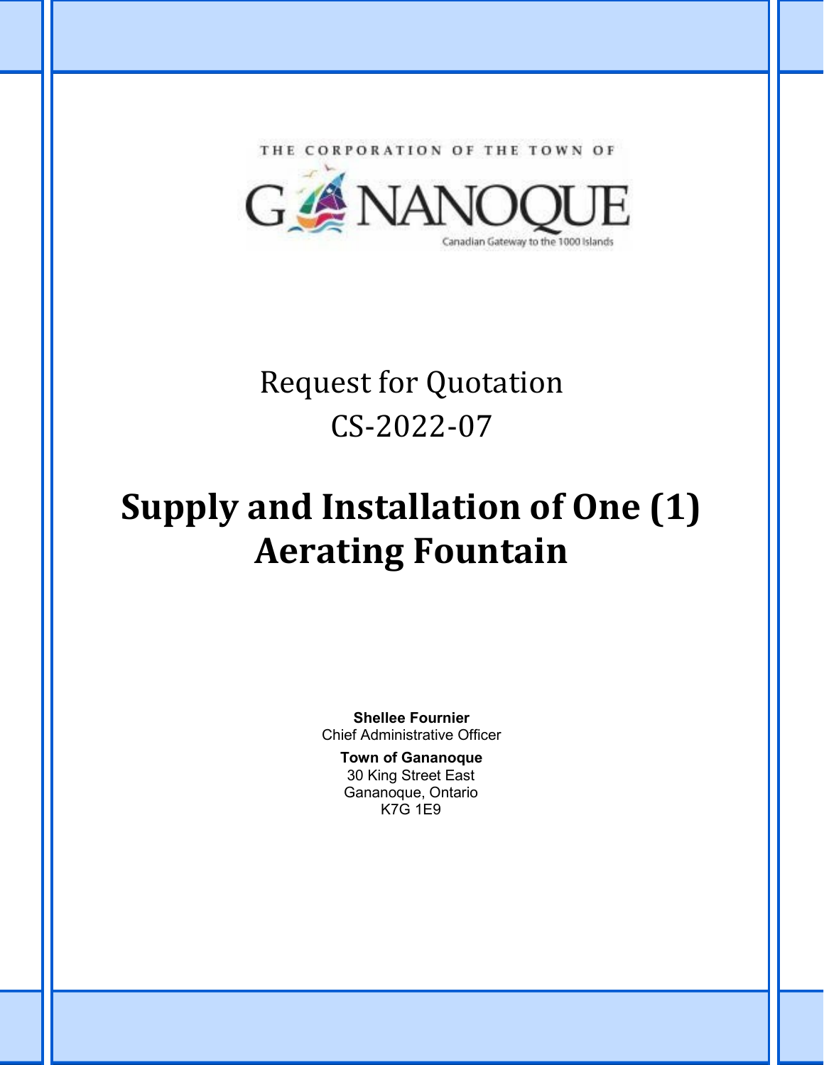THE CORPORATION OF THE TOWN OF

GANANOQUE

Canadian Gateway to the 1000 Islands

# Request for Quotation
# CS-2022-07

# Supply and Installation of One (1) Aerating Fountain

**Shellee Fournier**
Chief Administrative Officer

**Town of Gananoque**
30 King Street East
Gananoque, Ontario
K7G 1E9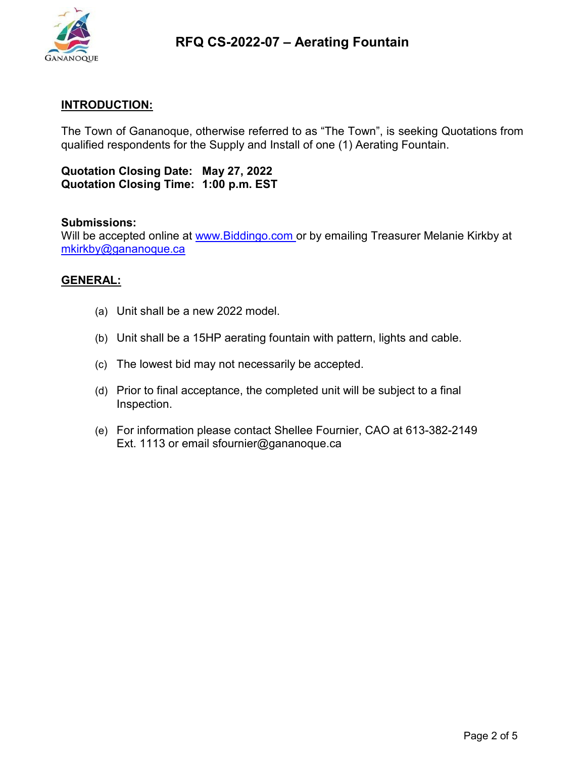# RFQ CS-2022-07 – Aerating Fountain

## INTRODUCTION:

The Town of Gananoque, otherwise referred to as “The Town”, is seeking Quotations from qualified respondents for the Supply and Install of one (1) Aerating Fountain.

**Quotation Closing Date: May 27, 2022**
**Quotation Closing Time: 1:00 p.m. EST**

**Submissions:**
Will be accepted online at [www.Biddingo.com](http://www.Biddingo.com) or by emailing Treasurer Melanie Kirkby at [mkirkby@gananoque.ca](mailto:mkirkby@gananoque.ca)

## GENERAL:

(a) Unit shall be a new 2022 model.

(b) Unit shall be a 15HP aerating fountain with pattern, lights and cable.

(c) The lowest bid may not necessarily be accepted.

(d) Prior to final acceptance, the completed unit will be subject to a final Inspection.

(e) For information please contact Shellee Fournier, CAO at 613-382-2149 Ext. 1113 or email sfournier@gananoque.ca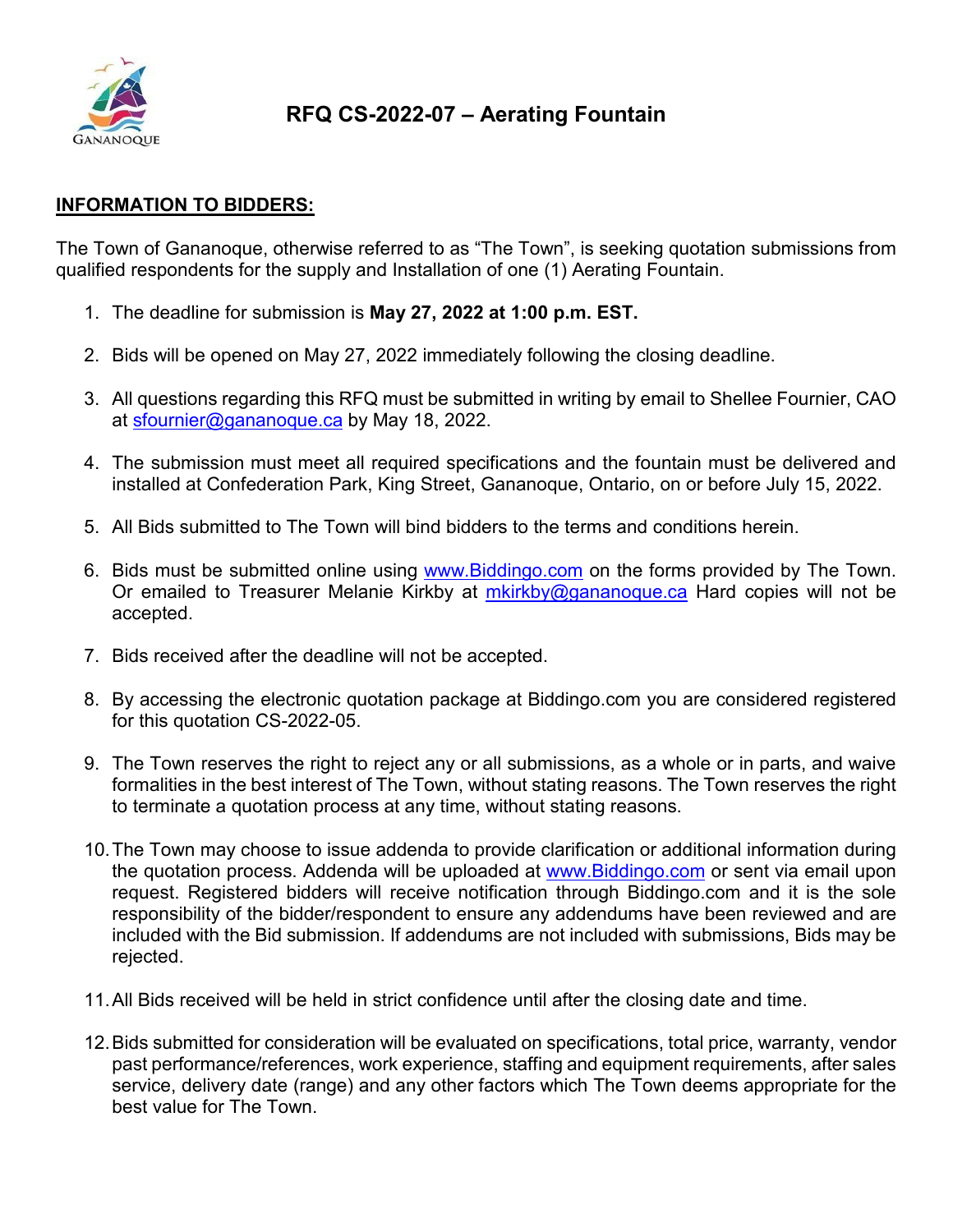# RFQ CS-2022-07 – Aerating Fountain

**INFORMATION TO BIDDERS:**

The Town of Gananoque, otherwise referred to as "The Town", is seeking quotation submissions from qualified respondents for the supply and Installation of one (1) Aerating Fountain.

1. The deadline for submission is **May 27, 2022 at 1:00 p.m. EST.**
2. Bids will be opened on May 27, 2022 immediately following the closing deadline.
3. All questions regarding this RFQ must be submitted in writing by email to Shellee Fournier, CAO at sfournier@gananoque.ca by May 18, 2022.
4. The submission must meet all required specifications and the fountain must be delivered and installed at Confederation Park, King Street, Gananoque, Ontario, on or before July 15, 2022.
5. All Bids submitted to The Town will bind bidders to the terms and conditions herein.
6. Bids must be submitted online using www.Biddingo.com on the forms provided by The Town. Or emailed to Treasurer Melanie Kirkby at mkirkby@gananoque.ca Hard copies will not be accepted.
7. Bids received after the deadline will not be accepted.
8. By accessing the electronic quotation package at Biddingo.com you are considered registered for this quotation CS-2022-05.
9. The Town reserves the right to reject any or all submissions, as a whole or in parts, and waive formalities in the best interest of The Town, without stating reasons. The Town reserves the right to terminate a quotation process at any time, without stating reasons.
10. The Town may choose to issue addenda to provide clarification or additional information during the quotation process. Addenda will be uploaded at www.Biddingo.com or sent via email upon request. Registered bidders will receive notification through Biddingo.com and it is the sole responsibility of the bidder/respondent to ensure any addendums have been reviewed and are included with the Bid submission. If addendums are not included with submissions, Bids may be rejected.
11. All Bids received will be held in strict confidence until after the closing date and time.
12. Bids submitted for consideration will be evaluated on specifications, total price, warranty, vendor past performance/references, work experience, staffing and equipment requirements, after sales service, delivery date (range) and any other factors which The Town deems appropriate for the best value for The Town.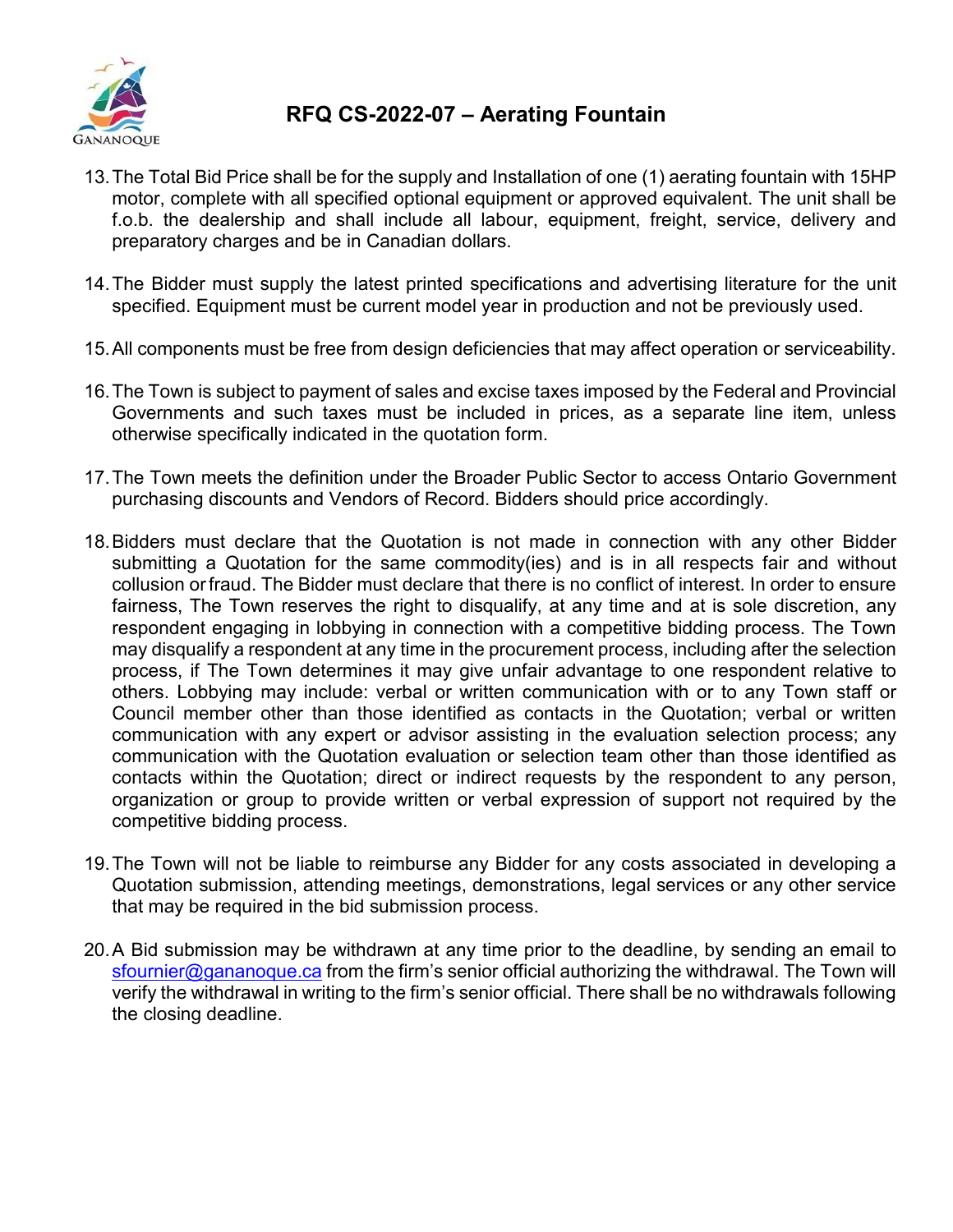13. The Total Bid Price shall be for the supply and Installation of one (1) aerating fountain with 15HP motor, complete with all specified optional equipment or approved equivalent. The unit shall be f.o.b. the dealership and shall include all labour, equipment, freight, service, delivery and preparatory charges and be in Canadian dollars.

14. The Bidder must supply the latest printed specifications and advertising literature for the unit specified. Equipment must be current model year in production and not be previously used.

15. All components must be free from design deficiencies that may affect operation or serviceability.

16. The Town is subject to payment of sales and excise taxes imposed by the Federal and Provincial Governments and such taxes must be included in prices, as a separate line item, unless otherwise specifically indicated in the quotation form.

17. The Town meets the definition under the Broader Public Sector to access Ontario Government purchasing discounts and Vendors of Record. Bidders should price accordingly.

18. Bidders must declare that the Quotation is not made in connection with any other Bidder submitting a Quotation for the same commodity(ies) and is in all respects fair and without collusion or fraud. The Bidder must declare that there is no conflict of interest. In order to ensure fairness, The Town reserves the right to disqualify, at any time and at is sole discretion, any respondent engaging in lobbying in connection with a competitive bidding process. The Town may disqualify a respondent at any time in the procurement process, including after the selection process, if The Town determines it may give unfair advantage to one respondent relative to others. Lobbying may include: verbal or written communication with or to any Town staff or Council member other than those identified as contacts in the Quotation; verbal or written communication with any expert or advisor assisting in the evaluation selection process; any communication with the Quotation evaluation or selection team other than those identified as contacts within the Quotation; direct or indirect requests by the respondent to any person, organization or group to provide written or verbal expression of support not required by the competitive bidding process.

19. The Town will not be liable to reimburse any Bidder for any costs associated in developing a Quotation submission, attending meetings, demonstrations, legal services or any other service that may be required in the bid submission process.

20. A Bid submission may be withdrawn at any time prior to the deadline, by sending an email to sfournier@gananoque.ca from the firm's senior official authorizing the withdrawal. The Town will verify the withdrawal in writing to the firm's senior official. There shall be no withdrawals following the closing deadline.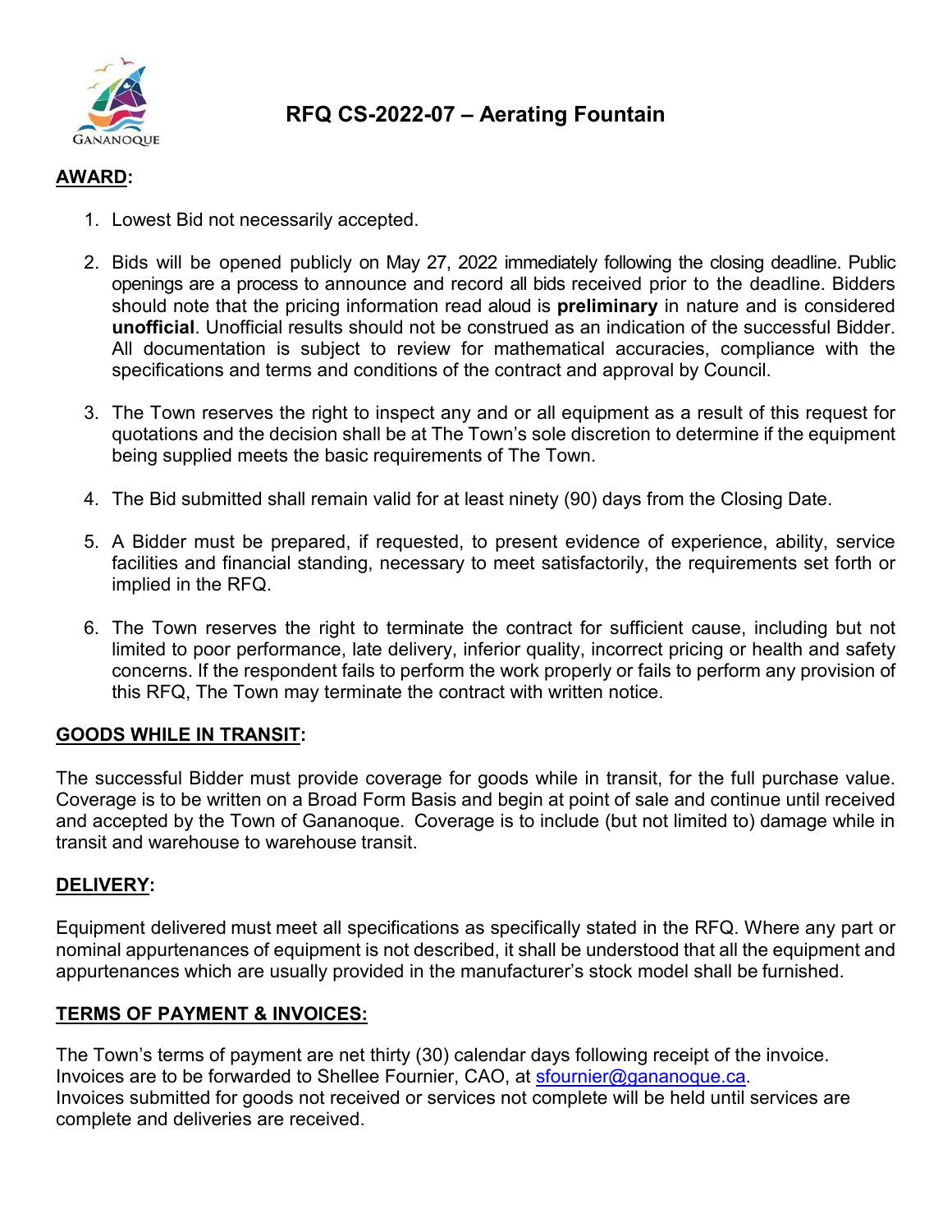# RFQ CS-2022-07 – Aerating Fountain

**AWARD:**

1. Lowest Bid not necessarily accepted.

2. Bids will be opened publicly on May 27, 2022 immediately following the closing deadline. Public openings are a process to announce and record all bids received prior to the deadline. Bidders should note that the pricing information read aloud is **preliminary** in nature and is considered **unofficial**. Unofficial results should not be construed as an indication of the successful Bidder. All documentation is subject to review for mathematical accuracies, compliance with the specifications and terms and conditions of the contract and approval by Council.

3. The Town reserves the right to inspect any and or all equipment as a result of this request for quotations and the decision shall be at The Town's sole discretion to determine if the equipment being supplied meets the basic requirements of The Town.

4. The Bid submitted shall remain valid for at least ninety (90) days from the Closing Date.

5. A Bidder must be prepared, if requested, to present evidence of experience, ability, service facilities and financial standing, necessary to meet satisfactorily, the requirements set forth or implied in the RFQ.

6. The Town reserves the right to terminate the contract for sufficient cause, including but not limited to poor performance, late delivery, inferior quality, incorrect pricing or health and safety concerns. If the respondent fails to perform the work properly or fails to perform any provision of this RFQ, The Town may terminate the contract with written notice.

**GOODS WHILE IN TRANSIT:**

The successful Bidder must provide coverage for goods while in transit, for the full purchase value. Coverage is to be written on a Broad Form Basis and begin at point of sale and continue until received and accepted by the Town of Gananoque. Coverage is to include (but not limited to) damage while in transit and warehouse to warehouse transit.

**DELIVERY:**

Equipment delivered must meet all specifications as specifically stated in the RFQ. Where any part or nominal appurtenances of equipment is not described, it shall be understood that all the equipment and appurtenances which are usually provided in the manufacturer's stock model shall be furnished.

**TERMS OF PAYMENT & INVOICES:**

The Town's terms of payment are net thirty (30) calendar days following receipt of the invoice. Invoices are to be forwarded to Shellee Fournier, CAO, at sfournier@gananoque.ca.
Invoices submitted for goods not received or services not complete will be held until services are complete and deliveries are received.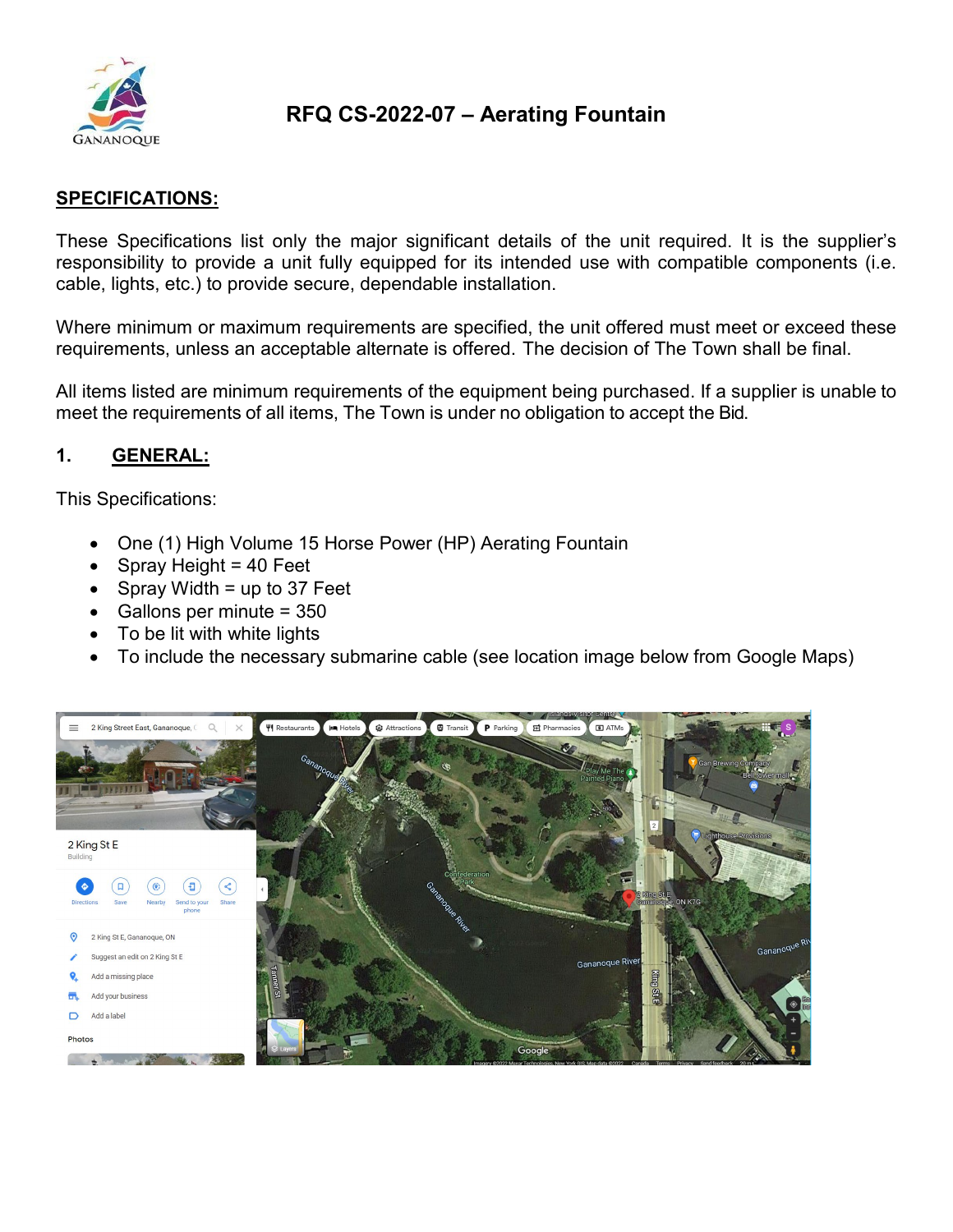# RFQ CS-2022-07 – Aerating Fountain

## SPECIFICATIONS:

These Specifications list only the major significant details of the unit required. It is the supplier's responsibility to provide a unit fully equipped for its intended use with compatible components (i.e. cable, lights, etc.) to provide secure, dependable installation.

Where minimum or maximum requirements are specified, the unit offered must meet or exceed these requirements, unless an acceptable alternate is offered. The decision of The Town shall be final.

All items listed are minimum requirements of the equipment being purchased. If a supplier is unable to meet the requirements of all items, The Town is under no obligation to accept the Bid.

## 1. GENERAL:

This Specifications:

- One (1) High Volume 15 Horse Power (HP) Aerating Fountain
- Spray Height = 40 Feet
- Spray Width = up to 37 Feet
- Gallons per minute = 350
- To be lit with white lights
- To include the necessary submarine cable (see location image below from Google Maps)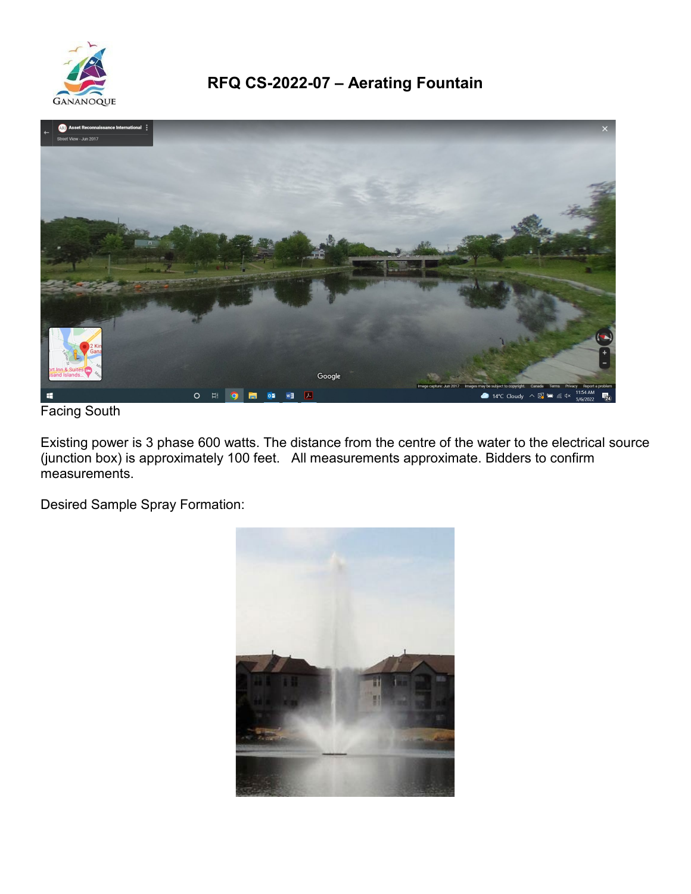# RFQ CS-2022-07 – Aerating Fountain

Facing South

Existing power is 3 phase 600 watts. The distance from the centre of the water to the electrical source (junction box) is approximately 100 feet.  All measurements approximate. Bidders to confirm measurements.

Desired Sample Spray Formation: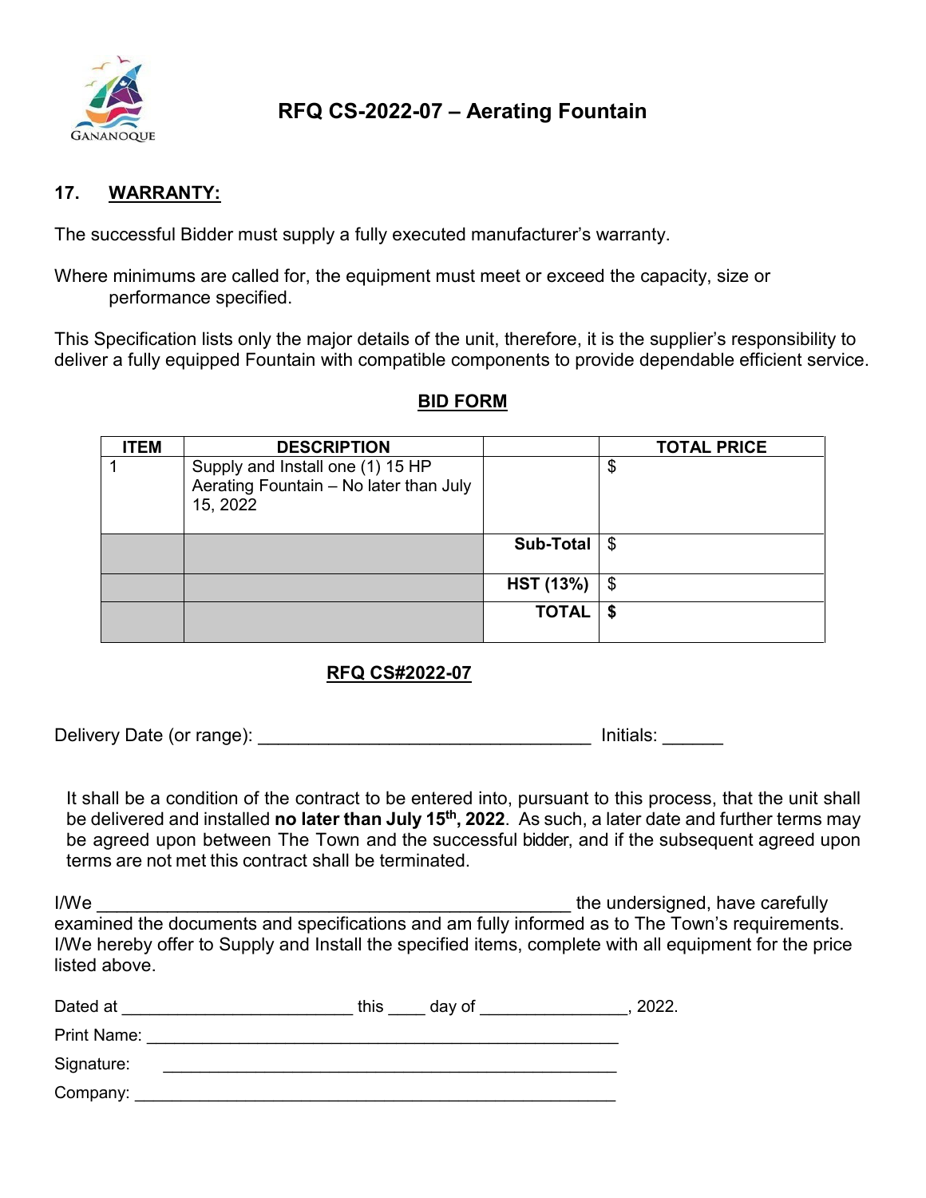# RFQ CS-2022-07 – Aerating Fountain

## 17. WARRANTY:

The successful Bidder must supply a fully executed manufacturer's warranty.

Where minimums are called for, the equipment must meet or exceed the capacity, size or performance specified.

This Specification lists only the major details of the unit, therefore, it is the supplier's responsibility to deliver a fully equipped Fountain with compatible components to provide dependable efficient service.

**BID FORM**

| ITEM | DESCRIPTION | | TOTAL PRICE |
|---|---|---|---|
| 1 | Supply and Install one (1) 15 HP Aerating Fountain – No later than July 15, 2022 | | $ |
| | | **Sub-Total** | $ |
| | | **HST (13%)** | $ |
| | | **TOTAL** | **$** |

**RFQ CS#2022-07**

Delivery Date (or range): ________________________________ Initials: ______

It shall be a condition of the contract to be entered into, pursuant to this process, that the unit shall be delivered and installed **no later than July 15th, 2022**. As such, a later date and further terms may be agreed upon between The Town and the successful bidder, and if the subsequent agreed upon terms are not met this contract shall be terminated.

I/We ______________________________________________ the undersigned, have carefully examined the documents and specifications and am fully informed as to The Town's requirements. I/We hereby offer to Supply and Install the specified items, complete with all equipment for the price listed above.

Dated at ______________________ this ____ day of ______________, 2022.

Print Name: ______________________________________________

Signature: ______________________________________________

Company: ______________________________________________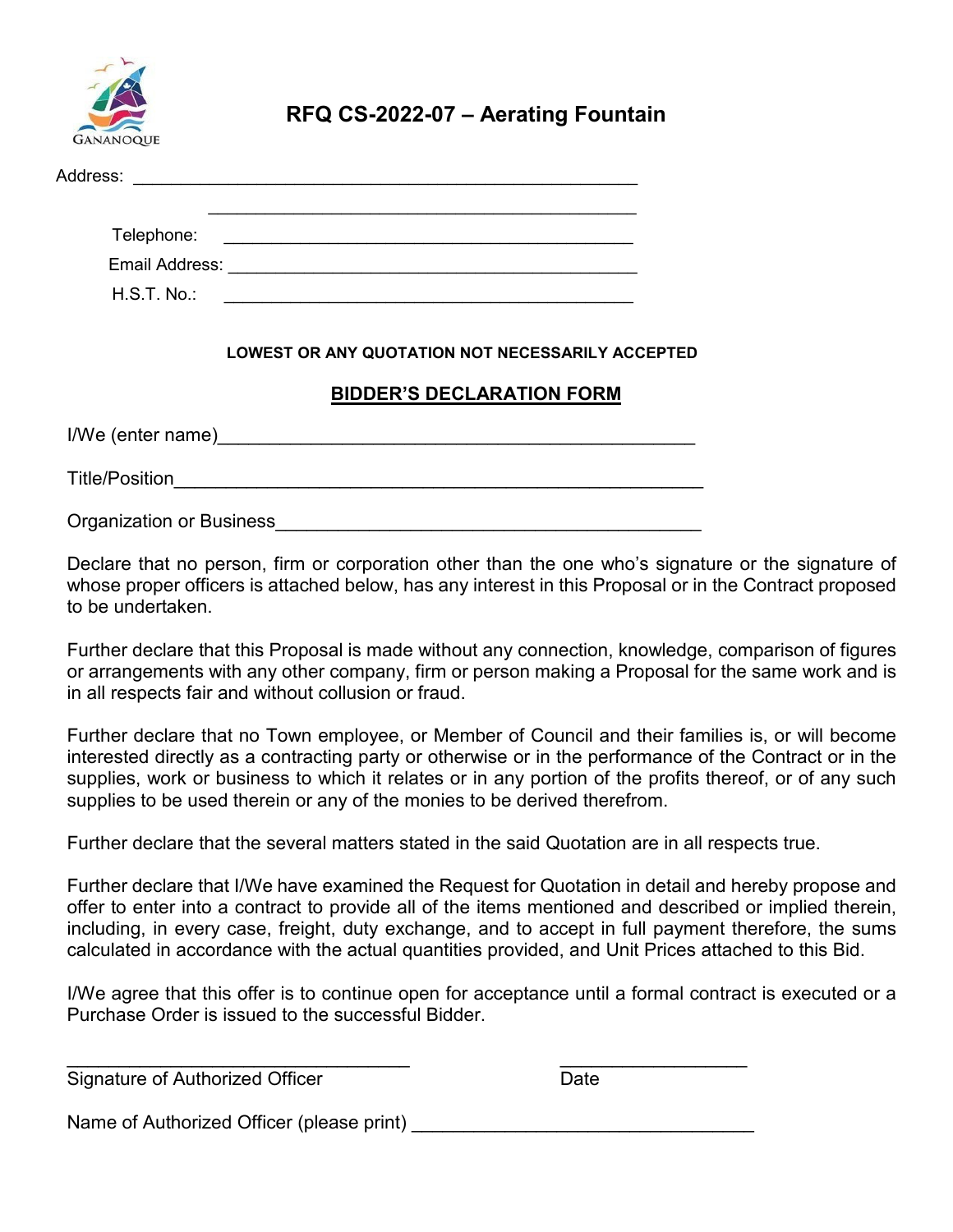# RFQ CS-2022-07 – Aerating Fountain

Address: ____________________________________________________

____________________________________________

Telephone: ________________________________________

Email Address: ________________________________________

H.S.T. No.: ________________________________________

**LOWEST OR ANY QUOTATION NOT NECESSARILY ACCEPTED**

## BIDDER'S DECLARATION FORM

I/We (enter name)________________________________________________

Title/Position______________________________________________________

Organization or Business___________________________________________

Declare that no person, firm or corporation other than the one who's signature or the signature of whose proper officers is attached below, has any interest in this Proposal or in the Contract proposed to be undertaken.

Further declare that this Proposal is made without any connection, knowledge, comparison of figures or arrangements with any other company, firm or person making a Proposal for the same work and is in all respects fair and without collusion or fraud.

Further declare that no Town employee, or Member of Council and their families is, or will become interested directly as a contracting party or otherwise or in the performance of the Contract or in the supplies, work or business to which it relates or in any portion of the profits thereof, or of any such supplies to be used therein or any of the monies to be derived therefrom.

Further declare that the several matters stated in the said Quotation are in all respects true.

Further declare that I/We have examined the Request for Quotation in detail and hereby propose and offer to enter into a contract to provide all of the items mentioned and described or implied therein, including, in every case, freight, duty exchange, and to accept in full payment therefore, the sums calculated in accordance with the actual quantities provided, and Unit Prices attached to this Bid.

I/We agree that this offer is to continue open for acceptance until a formal contract is executed or a Purchase Order is issued to the successful Bidder.

___________________________________ ___________________
Signature of Authorized Officer Date

Name of Authorized Officer (please print) ___________________________________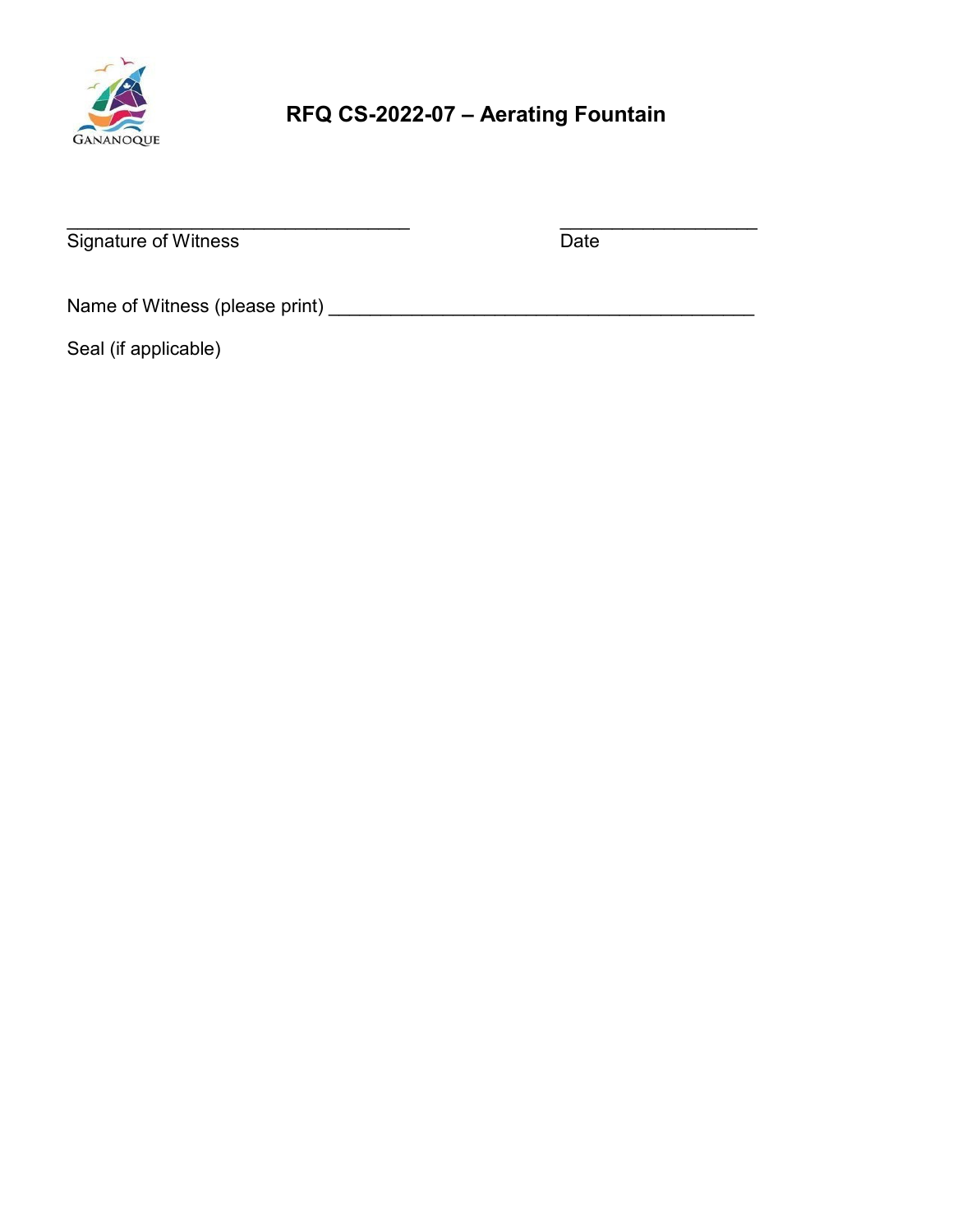## RFQ CS-2022-07 – Aerating Fountain

\_\_\_\_\_\_\_\_\_\_\_\_\_\_\_\_\_\_\_\_\_\_\_\_\_\_\_\_\_\_\_\_\_\_\_ \_\_\_\_\_\_\_\_\_\_\_\_\_\_\_\_\_\_\_\_

Signature of Witness Date

Name of Witness (please print) \_\_\_\_\_\_\_\_\_\_\_\_\_\_\_\_\_\_\_\_\_\_\_\_\_\_\_\_\_\_\_\_\_\_\_\_\_\_\_\_\_\_\_

Seal (if applicable)